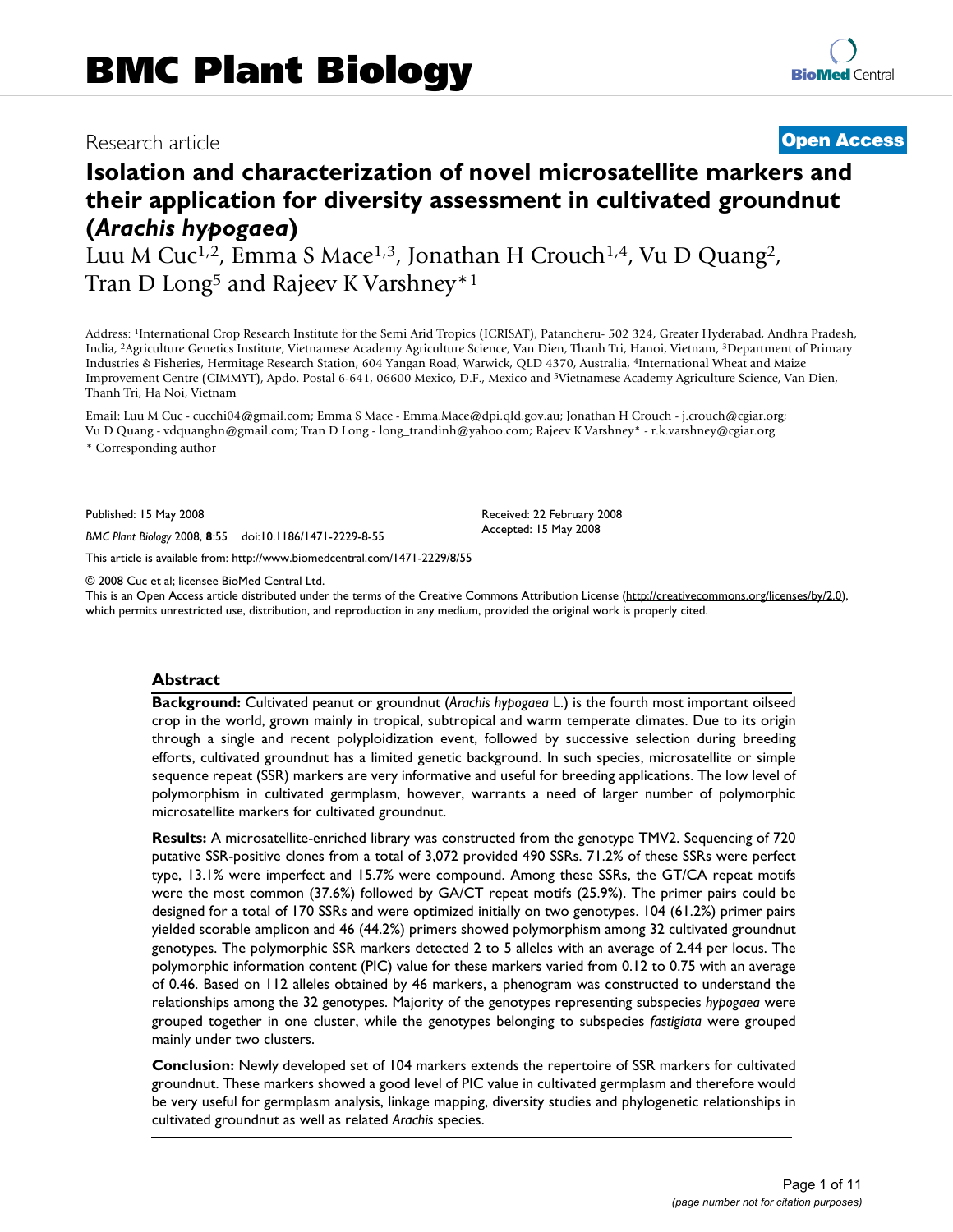Research article

**Open Access**

# Isolation and characterization of novel microsatellite markers and their application for diversity assessment in cultivated groundnut (*Arachis hypogaea*)

Luu M Cuc[1,2], Emma S Mace[1,3], Jonathan H Crouch[1,4], Vu D Quang[2], Tran D Long[5] and Rajeev K Varshney*[1]

Address: [1]International Crop Research Institute for the Semi Arid Tropics (ICRISAT), Patancheru- 502 324, Greater Hyderabad, Andhra Pradesh, India, [2]Agriculture Genetics Institute, Vietnamese Academy Agriculture Science, Van Dien, Thanh Tri, Hanoi, Vietnam, [3]Department of Primary Industries & Fisheries, Hermitage Research Station, 604 Yangan Road, Warwick, QLD 4370, Australia, [4]International Wheat and Maize Improvement Centre (CIMMYT), Apdo. Postal 6-641, 06600 Mexico, D.F., Mexico and [5]Vietnamese Academy Agriculture Science, Van Dien, Thanh Tri, Ha Noi, Vietnam

Email: Luu M Cuc - cucchi04@gmail.com; Emma S Mace - Emma.Mace@dpi.qld.gov.au; Jonathan H Crouch - j.crouch@cgiar.org; Vu D Quang - vdquanghn@gmail.com; Tran D Long - long_trandinh@yahoo.com; Rajeev K Varshney* - r.k.varshney@cgiar.org

\* Corresponding author

Published: 15 May 2008

*BMC Plant Biology* 2008, **8**:55 doi:10.1186/1471-2229-8-55

Received: 22 February 2008
Accepted: 15 May 2008

This article is available from: http://www.biomedcentral.com/1471-2229/8/55

© 2008 Cuc et al; licensee BioMed Central Ltd.
This is an Open Access article distributed under the terms of the Creative Commons Attribution License (http://creativecommons.org/licenses/by/2.0), which permits unrestricted use, distribution, and reproduction in any medium, provided the original work is properly cited.

## Abstract

**Background:** Cultivated peanut or groundnut (*Arachis hypogaea* L.) is the fourth most important oilseed crop in the world, grown mainly in tropical, subtropical and warm temperate climates. Due to its origin through a single and recent polyploidization event, followed by successive selection during breeding efforts, cultivated groundnut has a limited genetic background. In such species, microsatellite or simple sequence repeat (SSR) markers are very informative and useful for breeding applications. The low level of polymorphism in cultivated germplasm, however, warrants a need of larger number of polymorphic microsatellite markers for cultivated groundnut.

**Results:** A microsatellite-enriched library was constructed from the genotype TMV2. Sequencing of 720 putative SSR-positive clones from a total of 3,072 provided 490 SSRs. 71.2% of these SSRs were perfect type, 13.1% were imperfect and 15.7% were compound. Among these SSRs, the GT/CA repeat motifs were the most common (37.6%) followed by GA/CT repeat motifs (25.9%). The primer pairs could be designed for a total of 170 SSRs and were optimized initially on two genotypes. 104 (61.2%) primer pairs yielded scorable amplicon and 46 (44.2%) primers showed polymorphism among 32 cultivated groundnut genotypes. The polymorphic SSR markers detected 2 to 5 alleles with an average of 2.44 per locus. The polymorphic information content (PIC) value for these markers varied from 0.12 to 0.75 with an average of 0.46. Based on 112 alleles obtained by 46 markers, a phenogram was constructed to understand the relationships among the 32 genotypes. Majority of the genotypes representing subspecies *hypogaea* were grouped together in one cluster, while the genotypes belonging to subspecies *fastigiata* were grouped mainly under two clusters.

**Conclusion:** Newly developed set of 104 markers extends the repertoire of SSR markers for cultivated groundnut. These markers showed a good level of PIC value in cultivated germplasm and therefore would be very useful for germplasm analysis, linkage mapping, diversity studies and phylogenetic relationships in cultivated groundnut as well as related *Arachis* species.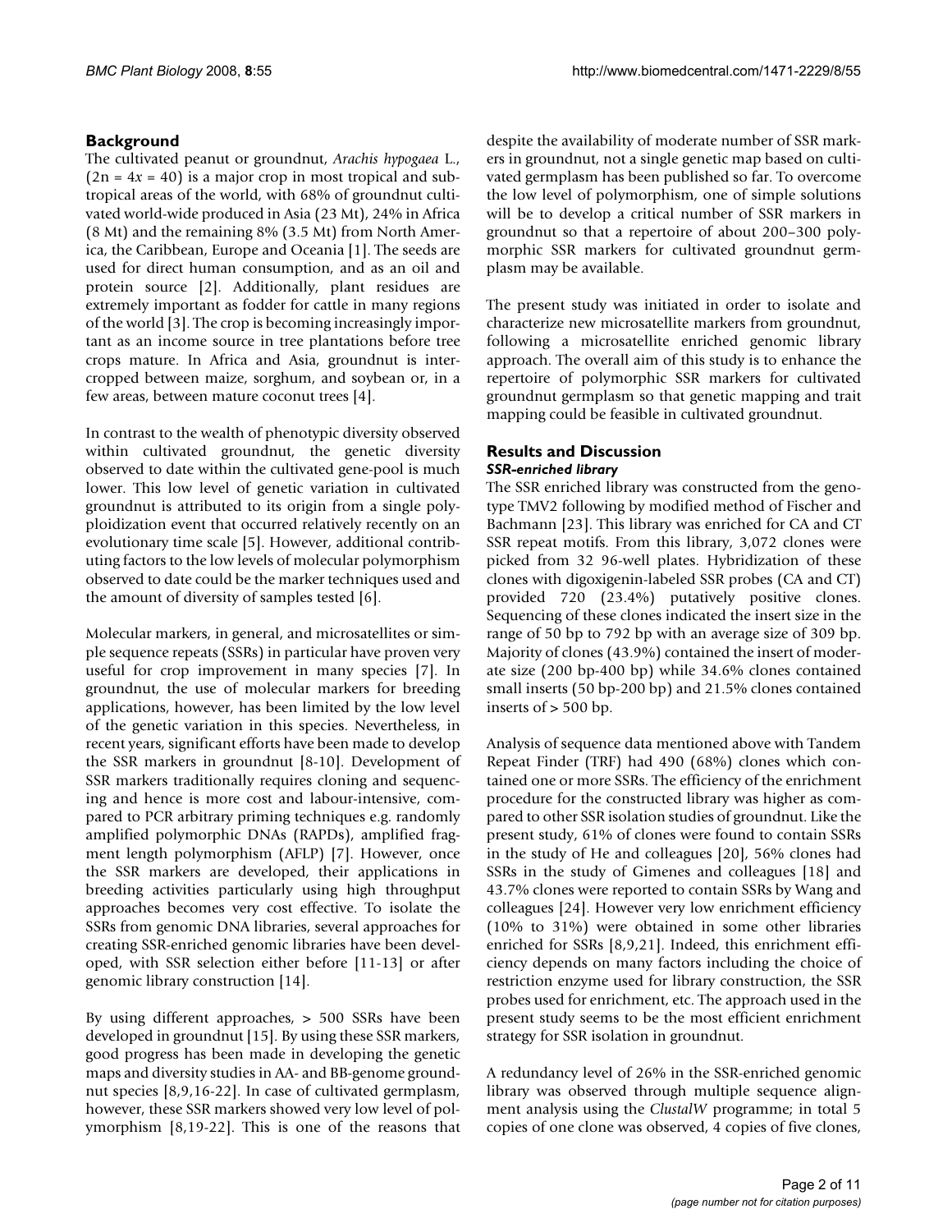## Background

The cultivated peanut or groundnut, *Arachis hypogaea* L., ($2n = 4x = 40$) is a major crop in most tropical and subtropical areas of the world, with 68% of groundnut cultivated world-wide produced in Asia (23 Mt), 24% in Africa (8 Mt) and the remaining 8% (3.5 Mt) from North America, the Caribbean, Europe and Oceania [1]. The seeds are used for direct human consumption, and as an oil and protein source [2]. Additionally, plant residues are extremely important as fodder for cattle in many regions of the world [3]. The crop is becoming increasingly important as an income source in tree plantations before tree crops mature. In Africa and Asia, groundnut is intercropped between maize, sorghum, and soybean or, in a few areas, between mature coconut trees [4].

In contrast to the wealth of phenotypic diversity observed within cultivated groundnut, the genetic diversity observed to date within the cultivated gene-pool is much lower. This low level of genetic variation in cultivated groundnut is attributed to its origin from a single polyploidization event that occurred relatively recently on an evolutionary time scale [5]. However, additional contributing factors to the low levels of molecular polymorphism observed to date could be the marker techniques used and the amount of diversity of samples tested [6].

Molecular markers, in general, and microsatellites or simple sequence repeats (SSRs) in particular have proven very useful for crop improvement in many species [7]. In groundnut, the use of molecular markers for breeding applications, however, has been limited by the low level of the genetic variation in this species. Nevertheless, in recent years, significant efforts have been made to develop the SSR markers in groundnut [8-10]. Development of SSR markers traditionally requires cloning and sequencing and hence is more cost and labour-intensive, compared to PCR arbitrary priming techniques e.g. randomly amplified polymorphic DNAs (RAPDs), amplified fragment length polymorphism (AFLP) [7]. However, once the SSR markers are developed, their applications in breeding activities particularly using high throughput approaches becomes very cost effective. To isolate the SSRs from genomic DNA libraries, several approaches for creating SSR-enriched genomic libraries have been developed, with SSR selection either before [11-13] or after genomic library construction [14].

By using different approaches, > 500 SSRs have been developed in groundnut [15]. By using these SSR markers, good progress has been made in developing the genetic maps and diversity studies in AA- and BB-genome groundnut species [8,9,16-22]. In case of cultivated germplasm, however, these SSR markers showed very low level of polymorphism [8,19-22]. This is one of the reasons that despite the availability of moderate number of SSR markers in groundnut, not a single genetic map based on cultivated germplasm has been published so far. To overcome the low level of polymorphism, one of simple solutions will be to develop a critical number of SSR markers in groundnut so that a repertoire of about 200–300 polymorphic SSR markers for cultivated groundnut germplasm may be available.

The present study was initiated in order to isolate and characterize new microsatellite markers from groundnut, following a microsatellite enriched genomic library approach. The overall aim of this study is to enhance the repertoire of polymorphic SSR markers for cultivated groundnut germplasm so that genetic mapping and trait mapping could be feasible in cultivated groundnut.

## Results and Discussion

### *SSR-enriched library*

The SSR enriched library was constructed from the genotype TMV2 following by modified method of Fischer and Bachmann [23]. This library was enriched for CA and CT SSR repeat motifs. From this library, 3,072 clones were picked from 32 96-well plates. Hybridization of these clones with digoxigenin-labeled SSR probes (CA and CT) provided 720 (23.4%) putatively positive clones. Sequencing of these clones indicated the insert size in the range of 50 bp to 792 bp with an average size of 309 bp. Majority of clones (43.9%) contained the insert of moderate size (200 bp-400 bp) while 34.6% clones contained small inserts (50 bp-200 bp) and 21.5% clones contained inserts of > 500 bp.

Analysis of sequence data mentioned above with Tandem Repeat Finder (TRF) had 490 (68%) clones which contained one or more SSRs. The efficiency of the enrichment procedure for the constructed library was higher as compared to other SSR isolation studies of groundnut. Like the present study, 61% of clones were found to contain SSRs in the study of He and colleagues [20], 56% clones had SSRs in the study of Gimenes and colleagues [18] and 43.7% clones were reported to contain SSRs by Wang and colleagues [24]. However very low enrichment efficiency (10% to 31%) were obtained in some other libraries enriched for SSRs [8,9,21]. Indeed, this enrichment efficiency depends on many factors including the choice of restriction enzyme used for library construction, the SSR probes used for enrichment, etc. The approach used in the present study seems to be the most efficient enrichment strategy for SSR isolation in groundnut.

A redundancy level of 26% in the SSR-enriched genomic library was observed through multiple sequence alignment analysis using the *ClustalW* programme; in total 5 copies of one clone was observed, 4 copies of five clones,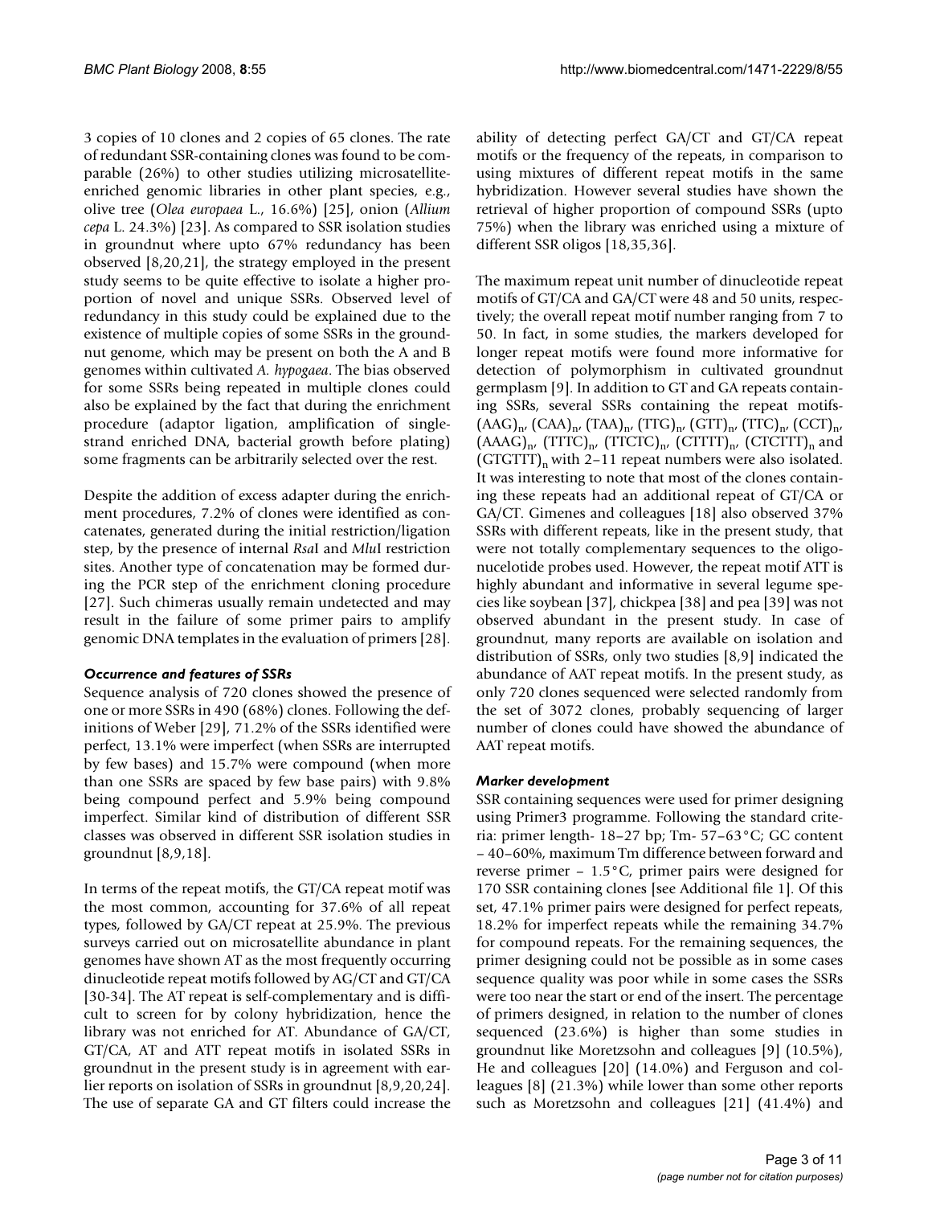3 copies of 10 clones and 2 copies of 65 clones. The rate of redundant SSR-containing clones was found to be comparable (26%) to other studies utilizing microsatellite-enriched genomic libraries in other plant species, e.g., olive tree (*Olea europaea* L., 16.6%) [25], onion (*Allium cepa* L. 24.3%) [23]. As compared to SSR isolation studies in groundnut where upto 67% redundancy has been observed [8,20,21], the strategy employed in the present study seems to be quite effective to isolate a higher proportion of novel and unique SSRs. Observed level of redundancy in this study could be explained due to the existence of multiple copies of some SSRs in the groundnut genome, which may be present on both the A and B genomes within cultivated *A. hypogaea*. The bias observed for some SSRs being repeated in multiple clones could also be explained by the fact that during the enrichment procedure (adaptor ligation, amplification of single-strand enriched DNA, bacterial growth before plating) some fragments can be arbitrarily selected over the rest.

Despite the addition of excess adapter during the enrichment procedures, 7.2% of clones were identified as concatenates, generated during the initial restriction/ligation step, by the presence of internal *Rsa*I and *Mlu*I restriction sites. Another type of concatenation may be formed during the PCR step of the enrichment cloning procedure [27]. Such chimeras usually remain undetected and may result in the failure of some primer pairs to amplify genomic DNA templates in the evaluation of primers [28].

### *Occurrence and features of SSRs*

Sequence analysis of 720 clones showed the presence of one or more SSRs in 490 (68%) clones. Following the definitions of Weber [29], 71.2% of the SSRs identified were perfect, 13.1% were imperfect (when SSRs are interrupted by few bases) and 15.7% were compound (when more than one SSRs are spaced by few base pairs) with 9.8% being compound perfect and 5.9% being compound imperfect. Similar kind of distribution of different SSR classes was observed in different SSR isolation studies in groundnut [8,9,18].

In terms of the repeat motifs, the GT/CA repeat motif was the most common, accounting for 37.6% of all repeat types, followed by GA/CT repeat at 25.9%. The previous surveys carried out on microsatellite abundance in plant genomes have shown AT as the most frequently occurring dinucleotide repeat motifs followed by AG/CT and GT/CA [30-34]. The AT repeat is self-complementary and is difficult to screen for by colony hybridization, hence the library was not enriched for AT. Abundance of GA/CT, GT/CA, AT and ATT repeat motifs in isolated SSRs in groundnut in the present study is in agreement with earlier reports on isolation of SSRs in groundnut [8,9,20,24]. The use of separate GA and GT filters could increase the ability of detecting perfect GA/CT and GT/CA repeat motifs or the frequency of the repeats, in comparison to using mixtures of different repeat motifs in the same hybridization. However several studies have shown the retrieval of higher proportion of compound SSRs (upto 75%) when the library was enriched using a mixture of different SSR oligos [18,35,36].

The maximum repeat unit number of dinucleotide repeat motifs of GT/CA and GA/CT were 48 and 50 units, respectively; the overall repeat motif number ranging from 7 to 50. In fact, in some studies, the markers developed for longer repeat motifs were found more informative for detection of polymorphism in cultivated groundnut germplasm [9]. In addition to GT and GA repeats containing SSRs, several SSRs containing the repeat motifs- $(AAG)_n$, $(CAA)_n$, $(TAA)_n$, $(TTG)_n$, $(GTT)_n$, $(TTC)_n$, $(CCT)_n$, $(AAAG)_n$, $(TTTC)_n$, $(TTCTC)_n$, $(CTTTT)_n$, $(CTCTTT)_n$ and $(GTGTTT)_n$ with 2–11 repeat numbers were also isolated. It was interesting to note that most of the clones containing these repeats had an additional repeat of GT/CA or GA/CT. Gimenes and colleagues [18] also observed 37% SSRs with different repeats, like in the present study, that were not totally complementary sequences to the oligonucelotide probes used. However, the repeat motif ATT is highly abundant and informative in several legume species like soybean [37], chickpea [38] and pea [39] was not observed abundant in the present study. In case of groundnut, many reports are available on isolation and distribution of SSRs, only two studies [8,9] indicated the abundance of AAT repeat motifs. In the present study, as only 720 clones sequenced were selected randomly from the set of 3072 clones, probably sequencing of larger number of clones could have showed the abundance of AAT repeat motifs.

### *Marker development*

SSR containing sequences were used for primer designing using Primer3 programme. Following the standard criteria: primer length- 18–27 bp; Tm- 57–63°C; GC content – 40–60%, maximum Tm difference between forward and reverse primer – 1.5°C, primer pairs were designed for 170 SSR containing clones [see Additional file 1]. Of this set, 47.1% primer pairs were designed for perfect repeats, 18.2% for imperfect repeats while the remaining 34.7% for compound repeats. For the remaining sequences, the primer designing could not be possible as in some cases sequence quality was poor while in some cases the SSRs were too near the start or end of the insert. The percentage of primers designed, in relation to the number of clones sequenced (23.6%) is higher than some studies in groundnut like Moretzsohn and colleagues [9] (10.5%), He and colleagues [20] (14.0%) and Ferguson and colleagues [8] (21.3%) while lower than some other reports such as Moretzsohn and colleagues [21] (41.4%) and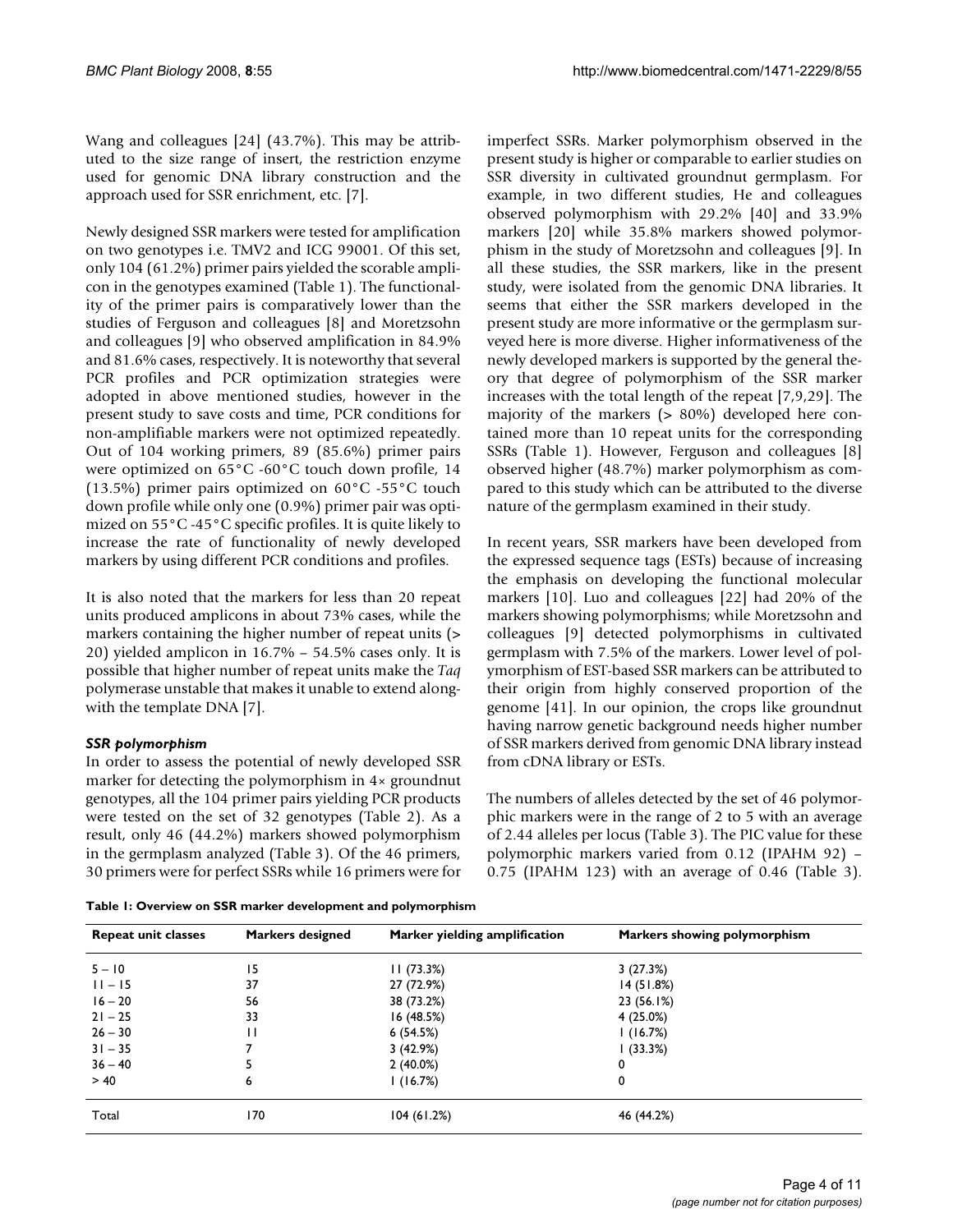Wang and colleagues [24] (43.7%). This may be attributed to the size range of insert, the restriction enzyme used for genomic DNA library construction and the approach used for SSR enrichment, etc. [7].

Newly designed SSR markers were tested for amplification on two genotypes i.e. TMV2 and ICG 99001. Of this set, only 104 (61.2%) primer pairs yielded the scorable amplicon in the genotypes examined (Table 1). The functionality of the primer pairs is comparatively lower than the studies of Ferguson and colleagues [8] and Moretzsohn and colleagues [9] who observed amplification in 84.9% and 81.6% cases, respectively. It is noteworthy that several PCR profiles and PCR optimization strategies were adopted in above mentioned studies, however in the present study to save costs and time, PCR conditions for non-amplifiable markers were not optimized repeatedly. Out of 104 working primers, 89 (85.6%) primer pairs were optimized on 65°C -60°C touch down profile, 14 (13.5%) primer pairs optimized on 60°C -55°C touch down profile while only one (0.9%) primer pair was optimized on 55°C -45°C specific profiles. It is quite likely to increase the rate of functionality of newly developed markers by using different PCR conditions and profiles.

It is also noted that the markers for less than 20 repeat units produced amplicons in about 73% cases, while the markers containing the higher number of repeat units (> 20) yielded amplicon in 16.7% – 54.5% cases only. It is possible that higher number of repeat units make the *Taq* polymerase unstable that makes it unable to extend alongwith the template DNA [7].

### *SSR polymorphism*

In order to assess the potential of newly developed SSR marker for detecting the polymorphism in 4× groundnut genotypes, all the 104 primer pairs yielding PCR products were tested on the set of 32 genotypes (Table 2). As a result, only 46 (44.2%) markers showed polymorphism in the germplasm analyzed (Table 3). Of the 46 primers, 30 primers were for perfect SSRs while 16 primers were for imperfect SSRs. Marker polymorphism observed in the present study is higher or comparable to earlier studies on SSR diversity in cultivated groundnut germplasm. For example, in two different studies, He and colleagues observed polymorphism with 29.2% [40] and 33.9% markers [20] while 35.8% markers showed polymorphism in the study of Moretzsohn and colleagues [9]. In all these studies, the SSR markers, like in the present study, were isolated from the genomic DNA libraries. It seems that either the SSR markers developed in the present study are more informative or the germplasm surveyed here is more diverse. Higher informativeness of the newly developed markers is supported by the general theory that degree of polymorphism of the SSR marker increases with the total length of the repeat [7,9,29]. The majority of the markers (> 80%) developed here contained more than 10 repeat units for the corresponding SSRs (Table 1). However, Ferguson and colleagues [8] observed higher (48.7%) marker polymorphism as compared to this study which can be attributed to the diverse nature of the germplasm examined in their study.

In recent years, SSR markers have been developed from the expressed sequence tags (ESTs) because of increasing the emphasis on developing the functional molecular markers [10]. Luo and colleagues [22] had 20% of the markers showing polymorphisms; while Moretzsohn and colleagues [9] detected polymorphisms in cultivated germplasm with 7.5% of the markers. Lower level of polymorphism of EST-based SSR markers can be attributed to their origin from highly conserved proportion of the genome [41]. In our opinion, the crops like groundnut having narrow genetic background needs higher number of SSR markers derived from genomic DNA library instead from cDNA library or ESTs.

The numbers of alleles detected by the set of 46 polymorphic markers were in the range of 2 to 5 with an average of 2.44 alleles per locus (Table 3). The PIC value for these polymorphic markers varied from 0.12 (IPAHM 92) – 0.75 (IPAHM 123) with an average of 0.46 (Table 3).

**Table 1: Overview on SSR marker development and polymorphism**

| Repeat unit classes | Markers designed | Marker yielding amplification | Markers showing polymorphism |
|---|---|---|---|
| 5 – 10 | 15 | 11 (73.3%) | 3 (27.3%) |
| 11 – 15 | 37 | 27 (72.9%) | 14 (51.8%) |
| 16 – 20 | 56 | 38 (73.2%) | 23 (56.1%) |
| 21 – 25 | 33 | 16 (48.5%) | 4 (25.0%) |
| 26 – 30 | 11 | 6 (54.5%) | 1 (16.7%) |
| 31 – 35 | 7 | 3 (42.9%) | 1 (33.3%) |
| 36 – 40 | 5 | 2 (40.0%) | 0 |
| > 40 | 6 | 1 (16.7%) | 0 |
| Total | 170 | 104 (61.2%) | 46 (44.2%) |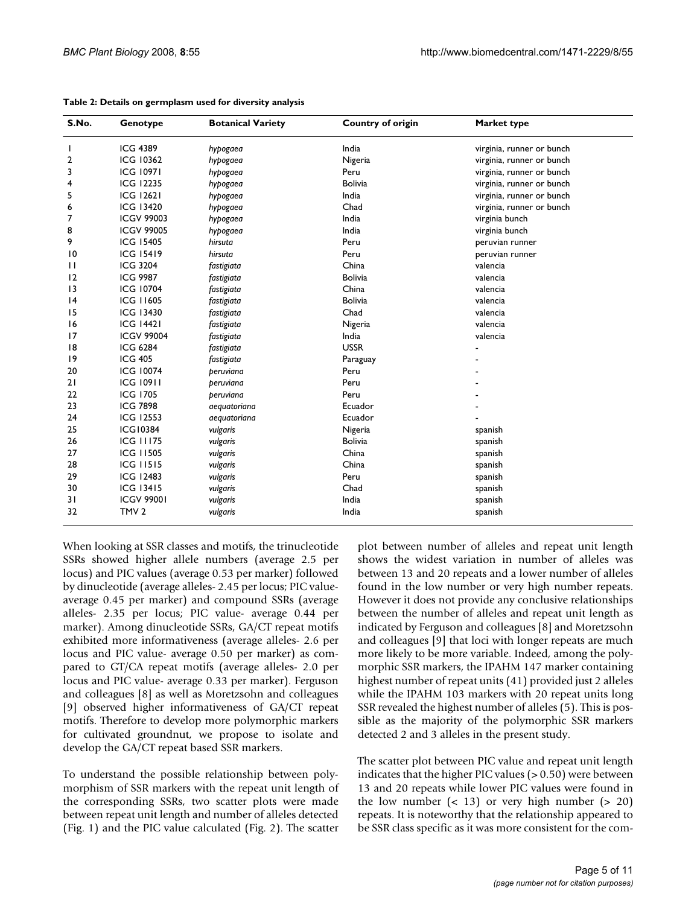**Table 2: Details on germplasm used for diversity analysis**

| S.No. | Genotype | Botanical Variety | Country of origin | Market type |
|---|---|---|---|---|
| 1 | ICG 4389 | *hypogaea* | India | virginia, runner or bunch |
| 2 | ICG 10362 | *hypogaea* | Nigeria | virginia, runner or bunch |
| 3 | ICG 10971 | *hypogaea* | Peru | virginia, runner or bunch |
| 4 | ICG 12235 | *hypogaea* | Bolivia | virginia, runner or bunch |
| 5 | ICG 12621 | *hypogaea* | India | virginia, runner or bunch |
| 6 | ICG 13420 | *hypogaea* | Chad | virginia, runner or bunch |
| 7 | ICGV 99003 | *hypogaea* | India | virginia bunch |
| 8 | ICGV 99005 | *hypogaea* | India | virginia bunch |
| 9 | ICG 15405 | *hirsuta* | Peru | peruvian runner |
| 10 | ICG 15419 | *hirsuta* | Peru | peruvian runner |
| 11 | ICG 3204 | *fastigiata* | China | valencia |
| 12 | ICG 9987 | *fastigiata* | Bolivia | valencia |
| 13 | ICG 10704 | *fastigiata* | China | valencia |
| 14 | ICG 11605 | *fastigiata* | Bolivia | valencia |
| 15 | ICG 13430 | *fastigiata* | Chad | valencia |
| 16 | ICG 14421 | *fastigiata* | Nigeria | valencia |
| 17 | ICGV 99004 | *fastigiata* | India | valencia |
| 18 | ICG 6284 | *fastigiata* | USSR | - |
| 19 | ICG 405 | *fastigiata* | Paraguay | - |
| 20 | ICG 10074 | *peruviana* | Peru | - |
| 21 | ICG 10911 | *peruviana* | Peru | - |
| 22 | ICG 1705 | *peruviana* | Peru | - |
| 23 | ICG 7898 | *aequatoriana* | Ecuador | - |
| 24 | ICG 12553 | *aequatoriana* | Ecuador | - |
| 25 | ICG10384 | *vulgaris* | Nigeria | spanish |
| 26 | ICG 11175 | *vulgaris* | Bolivia | spanish |
| 27 | ICG 11505 | *vulgaris* | China | spanish |
| 28 | ICG 11515 | *vulgaris* | China | spanish |
| 29 | ICG 12483 | *vulgaris* | Peru | spanish |
| 30 | ICG 13415 | *vulgaris* | Chad | spanish |
| 31 | ICGV 99001 | *vulgaris* | India | spanish |
| 32 | TMV 2 | *vulgaris* | India | spanish |

When looking at SSR classes and motifs, the trinucleotide SSRs showed higher allele numbers (average 2.5 per locus) and PIC values (average 0.53 per marker) followed by dinucleotide (average alleles- 2.45 per locus; PIC value-average 0.45 per marker) and compound SSRs (average alleles- 2.35 per locus; PIC value- average 0.44 per marker). Among dinucleotide SSRs, GA/CT repeat motifs exhibited more informativeness (average alleles- 2.6 per locus and PIC value- average 0.50 per marker) as compared to GT/CA repeat motifs (average alleles- 2.0 per locus and PIC value- average 0.33 per marker). Ferguson and colleagues [8] as well as Moretzsohn and colleagues [9] observed higher informativeness of GA/CT repeat motifs. Therefore to develop more polymorphic markers for cultivated groundnut, we propose to isolate and develop the GA/CT repeat based SSR markers.

To understand the possible relationship between polymorphism of SSR markers with the repeat unit length of the corresponding SSRs, two scatter plots were made between repeat unit length and number of alleles detected (Fig. 1) and the PIC value calculated (Fig. 2). The scatter plot between number of alleles and repeat unit length shows the widest variation in number of alleles was between 13 and 20 repeats and a lower number of alleles found in the low number or very high number repeats. However it does not provide any conclusive relationships between the number of alleles and repeat unit length as indicated by Ferguson and colleagues [8] and Moretzsohn and colleagues [9] that loci with longer repeats are much more likely to be more variable. Indeed, among the polymorphic SSR markers, the IPAHM 147 marker containing highest number of repeat units (41) provided just 2 alleles while the IPAHM 103 markers with 20 repeat units long SSR revealed the highest number of alleles (5). This is possible as the majority of the polymorphic SSR markers detected 2 and 3 alleles in the present study.

The scatter plot between PIC value and repeat unit length indicates that the higher PIC values (> 0.50) were between 13 and 20 repeats while lower PIC values were found in the low number (< 13) or very high number (> 20) repeats. It is noteworthy that the relationship appeared to be SSR class specific as it was more consistent for the com-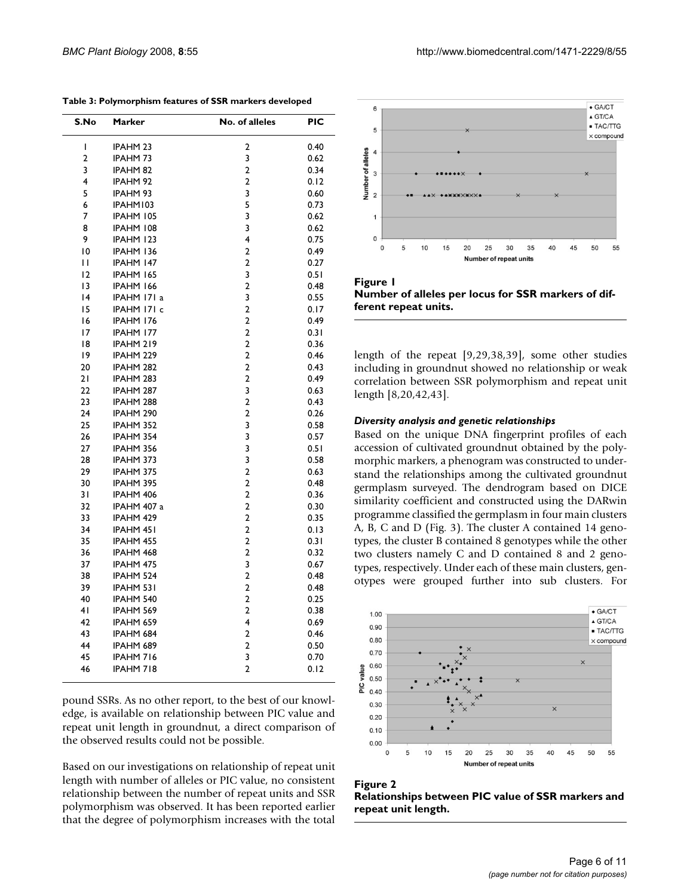**Table 3: Polymorphism features of SSR markers developed**

| S.No | Marker | No. of alleles | PIC |
|---|---|---|---|
| 1 | IPAHM 23 | 2 | 0.40 |
| 2 | IPAHM 73 | 3 | 0.62 |
| 3 | IPAHM 82 | 2 | 0.34 |
| 4 | IPAHM 92 | 2 | 0.12 |
| 5 | IPAHM 93 | 3 | 0.60 |
| 6 | IPAHM103 | 5 | 0.73 |
| 7 | IPAHM 105 | 3 | 0.62 |
| 8 | IPAHM 108 | 3 | 0.62 |
| 9 | IPAHM 123 | 4 | 0.75 |
| 10 | IPAHM 136 | 2 | 0.49 |
| 11 | IPAHM 147 | 2 | 0.27 |
| 12 | IPAHM 165 | 3 | 0.51 |
| 13 | IPAHM 166 | 2 | 0.48 |
| 14 | IPAHM 171 a | 3 | 0.55 |
| 15 | IPAHM 171 c | 2 | 0.17 |
| 16 | IPAHM 176 | 2 | 0.49 |
| 17 | IPAHM 177 | 2 | 0.31 |
| 18 | IPAHM 219 | 2 | 0.36 |
| 19 | IPAHM 229 | 2 | 0.46 |
| 20 | IPAHM 282 | 2 | 0.43 |
| 21 | IPAHM 283 | 2 | 0.49 |
| 22 | IPAHM 287 | 3 | 0.63 |
| 23 | IPAHM 288 | 2 | 0.43 |
| 24 | IPAHM 290 | 2 | 0.26 |
| 25 | IPAHM 352 | 3 | 0.58 |
| 26 | IPAHM 354 | 3 | 0.57 |
| 27 | IPAHM 356 | 3 | 0.51 |
| 28 | IPAHM 373 | 3 | 0.58 |
| 29 | IPAHM 375 | 2 | 0.63 |
| 30 | IPAHM 395 | 2 | 0.48 |
| 31 | IPAHM 406 | 2 | 0.36 |
| 32 | IPAHM 407 a | 2 | 0.30 |
| 33 | IPAHM 429 | 2 | 0.35 |
| 34 | IPAHM 451 | 2 | 0.13 |
| 35 | IPAHM 455 | 2 | 0.31 |
| 36 | IPAHM 468 | 2 | 0.32 |
| 37 | IPAHM 475 | 3 | 0.67 |
| 38 | IPAHM 524 | 2 | 0.48 |
| 39 | IPAHM 531 | 2 | 0.48 |
| 40 | IPAHM 540 | 2 | 0.25 |
| 41 | IPAHM 569 | 2 | 0.38 |
| 42 | IPAHM 659 | 4 | 0.69 |
| 43 | IPAHM 684 | 2 | 0.46 |
| 44 | IPAHM 689 | 2 | 0.50 |
| 45 | IPAHM 716 | 3 | 0.70 |
| 46 | IPAHM 718 | 2 | 0.12 |

pound SSRs. As no other report, to the best of our knowledge, is available on relationship between PIC value and repeat unit length in groundnut, a direct comparison of the observed results could not be possible.

Based on our investigations on relationship of repeat unit length with number of alleles or PIC value, no consistent relationship between the number of repeat units and SSR polymorphism was observed. It has been reported earlier that the degree of polymorphism increases with the total length of the repeat [9,29,38,39], some other studies including in groundnut showed no relationship or weak correlation between SSR polymorphism and repeat unit length [8,20,42,43].

**Figure 1**
**Number of alleles per locus for SSR markers of different repeat units.**

### *Diversity analysis and genetic relationships*

Based on the unique DNA fingerprint profiles of each accession of cultivated groundnut obtained by the polymorphic markers, a phenogram was constructed to understand the relationships among the cultivated groundnut germplasm surveyed. The dendrogram based on DICE similarity coefficient and constructed using the DARwin programme classified the germplasm in four main clusters A, B, C and D (Fig. 3). The cluster A contained 14 genotypes, the cluster B contained 8 genotypes while the other two clusters namely C and D contained 8 and 2 genotypes, respectively. Under each of these main clusters, genotypes were grouped further into sub clusters. For

**Figure 2**
**Relationships between PIC value of SSR markers and repeat unit length.**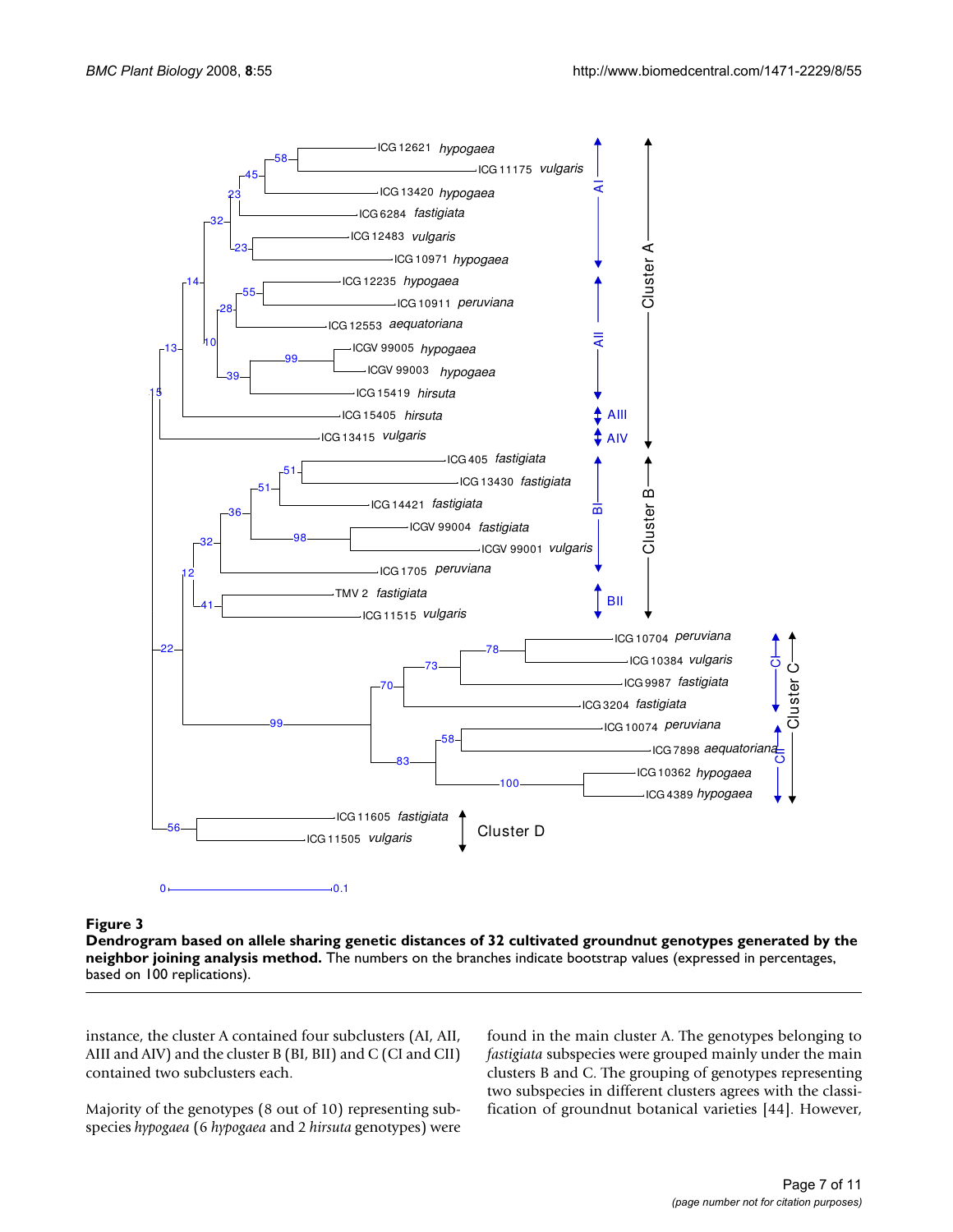**Figure 3**

**Dendrogram based on allele sharing genetic distances of 32 cultivated groundnut genotypes generated by the neighbor joining analysis method.** The numbers on the branches indicate bootstrap values (expressed in percentages, based on 100 replications).

instance, the cluster A contained four subclusters (AI, AII, AIII and AIV) and the cluster B (BI, BII) and C (CI and CII) contained two subclusters each.

Majority of the genotypes (8 out of 10) representing subspecies *hypogaea* (6 *hypogaea* and 2 *hirsuta* genotypes) were found in the main cluster A. The genotypes belonging to *fastigiata* subspecies were grouped mainly under the main clusters B and C. The grouping of genotypes representing two subspecies in different clusters agrees with the classification of groundnut botanical varieties [44]. However,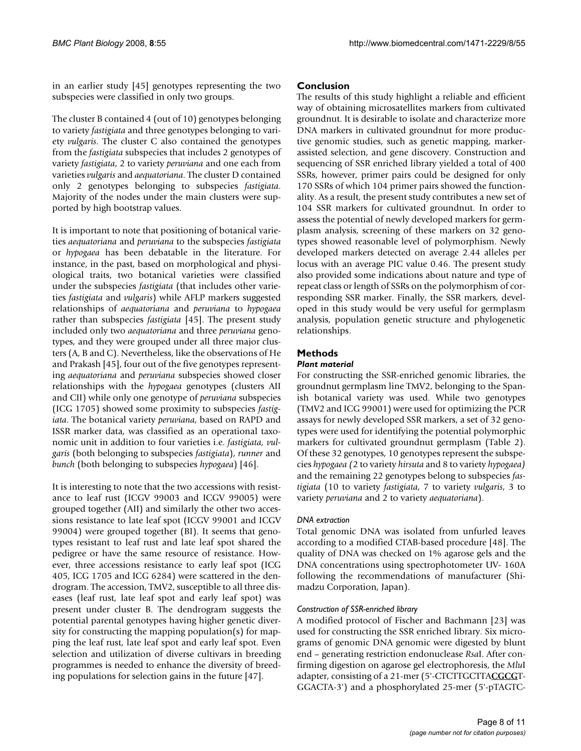in an earlier study [45] genotypes representing the two subspecies were classified in only two groups.

The cluster B contained 4 (out of 10) genotypes belonging to variety *fastigiata* and three genotypes belonging to variety *vulgaris*. The cluster C also contained the genotypes from the *fastigiata* subspecies that includes 2 genotypes of variety *fastigiata*, 2 to variety *peruviana* and one each from varieties *vulgaris* and *aequatoriana*. The cluster D contained only 2 genotypes belonging to subspecies *fastigiata*. Majority of the nodes under the main clusters were supported by high bootstrap values.

It is important to note that positioning of botanical varieties *aequatoriana* and *peruviana* to the subspecies *fastigiata* or *hypogaea* has been debatable in the literature. For instance, in the past, based on morphological and physiological traits, two botanical varieties were classified under the subspecies *fastigiata* (that includes other varieties *fastigiata* and *vulgaris*) while AFLP markers suggested relationships of *aequatoriana* and *peruviana* to *hypogaea* rather than subspecies *fastigiata* [45]. The present study included only two *aequatoriana* and three *peruviana* genotypes, and they were grouped under all three major clusters (A, B and C). Nevertheless, like the observations of He and Prakash [45], four out of the five genotypes representing *aequatoriana* and *peruviana* subspecies showed closer relationships with the *hypogaea* genotypes (clusters AII and CII) while only one genotype of *peruviana* subspecies (ICG 1705) showed some proximity to subspecies *fastigiata*. The botanical variety *peruviana*, based on RAPD and ISSR marker data, was classified as an operational taxonomic unit in addition to four varieties i.e. *fastigiata*, *vulgaris* (both belonging to subspecies *fastigiata*), *runner* and *bunch* (both belonging to subspecies *hypogaea*) [46].

It is interesting to note that the two accessions with resistance to leaf rust (ICGV 99003 and ICGV 99005) were grouped together (AII) and similarly the other two accessions resistance to late leaf spot (ICGV 99001 and ICGV 99004) were grouped together (BI). It seems that genotypes resistant to leaf rust and late leaf spot shared the pedigree or have the same resource of resistance. However, three accessions resistance to early leaf spot (ICG 405, ICG 1705 and ICG 6284) were scattered in the dendrogram. The accession, TMV2, susceptible to all three diseases (leaf rust, late leaf spot and early leaf spot) was present under cluster B. The dendrogram suggests the potential parental genotypes having higher genetic diversity for constructing the mapping population(s) for mapping the leaf rust, late leaf spot and early leaf spot. Even selection and utilization of diverse cultivars in breeding programmes is needed to enhance the diversity of breeding populations for selection gains in the future [47].

## Conclusion

The results of this study highlight a reliable and efficient way of obtaining microsatellites markers from cultivated groundnut. It is desirable to isolate and characterize more DNA markers in cultivated groundnut for more productive genomic studies, such as genetic mapping, marker-assisted selection, and gene discovery. Construction and sequencing of SSR enriched library yielded a total of 400 SSRs, however, primer pairs could be designed for only 170 SSRs of which 104 primer pairs showed the functionality. As a result, the present study contributes a new set of 104 SSR markers for cultivated groundnut. In order to assess the potential of newly developed markers for germplasm analysis, screening of these markers on 32 genotypes showed reasonable level of polymorphism. Newly developed markers detected on average 2.44 alleles per locus with an average PIC value 0.46. The present study also provided some indications about nature and type of repeat class or length of SSRs on the polymorphism of corresponding SSR marker. Finally, the SSR markers, developed in this study would be very useful for germplasm analysis, population genetic structure and phylogenetic relationships.

## Methods

### Plant material

For constructing the SSR-enriched genomic libraries, the groundnut germplasm line TMV2, belonging to the Spanish botanical variety was used. While two genotypes (TMV2 and ICG 99001) were used for optimizing the PCR assays for newly developed SSR markers, a set of 32 genotypes were used for identifying the potential polymorphic markers for cultivated groundnut germplasm (Table 2). Of these 32 genotypes, 10 genotypes represent the subspecies *hypogaea (*2 to variety *hirsuta* and 8 to variety *hypogaea)* and the remaining 22 genotypes belong to subspecies *fastigiata* (10 to variety *fastigiata*, 7 to variety *vulgaris*, 3 to variety *peruviana* and 2 to variety *aequatoriana*).

#### DNA extraction

Total genomic DNA was isolated from unfurled leaves according to a modified CTAB-based procedure [48]. The quality of DNA was checked on 1% agarose gels and the DNA concentrations using spectrophotometer UV- 160A following the recommendations of manufacturer (Shimadzu Corporation, Japan).

#### Construction of SSR-enriched library

A modified protocol of Fischer and Bachmann [23] was used for constructing the SSR enriched library. Six micrograms of genomic DNA genomic were digested by blunt end – generating restriction endonuclease *Rsa*I. After confirming digestion on agarose gel electrophoresis, the *Mlu*I adapter, consisting of a 21-mer (5'-CTCTTGCTTA**CGCG**T-GGACTA-3') and a phosphorylated 25-mer (5'-pTAGTC-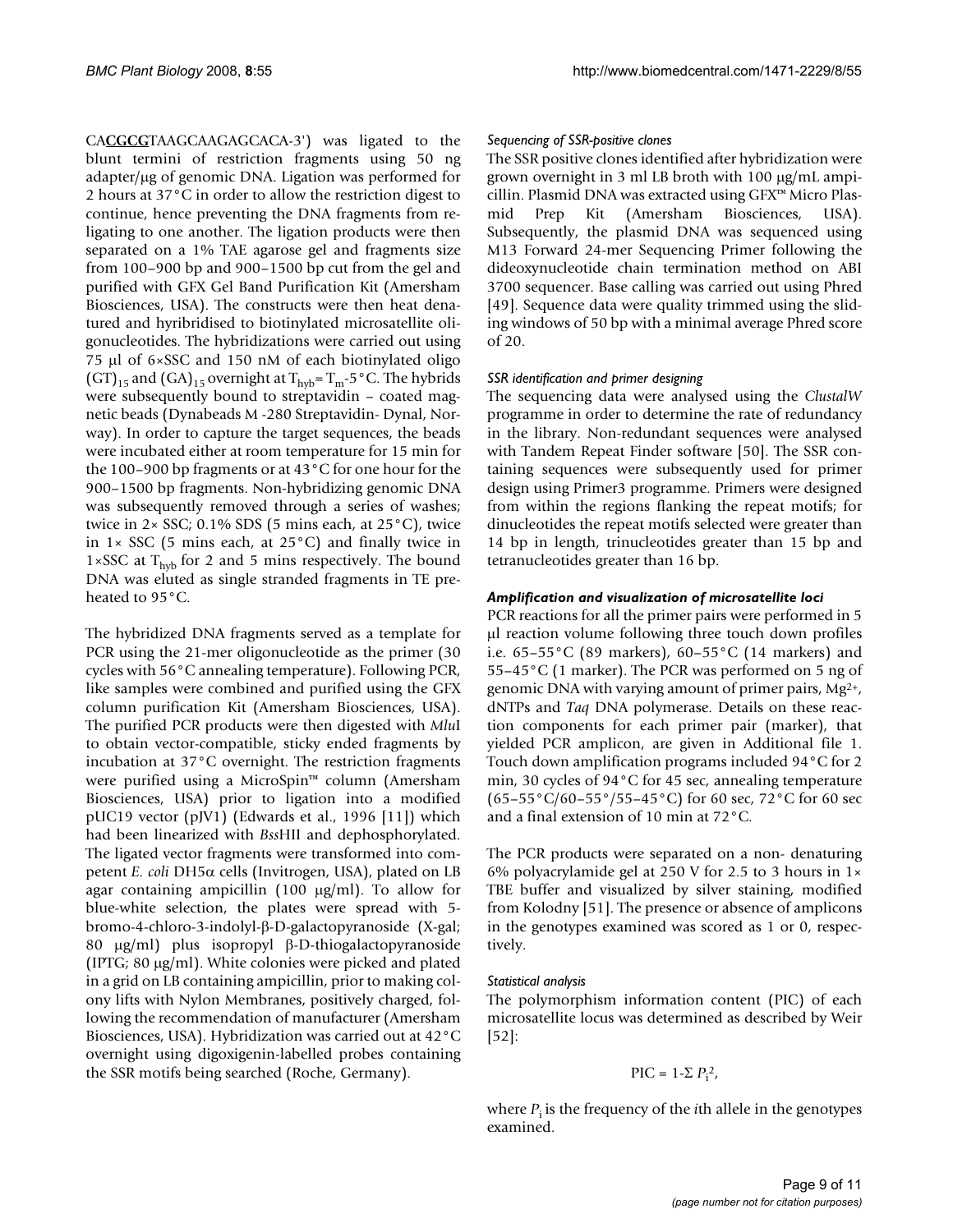CA**CGCG**TAAGCAAGAGCACA-3') was ligated to the blunt termini of restriction fragments using 50 ng adapter/μg of genomic DNA. Ligation was performed for 2 hours at 37°C in order to allow the restriction digest to continue, hence preventing the DNA fragments from re-ligating to one another. The ligation products were then separated on a 1% TAE agarose gel and fragments size from 100–900 bp and 900–1500 bp cut from the gel and purified with GFX Gel Band Purification Kit (Amersham Biosciences, USA). The constructs were then heat denatured and hyribridised to biotinylated microsatellite oligonucleotides. The hybridizations were carried out using 75 μl of 6×SSC and 150 nM of each biotinylated oligo $(GT)_{15}$ and $(GA)_{15}$ overnight at $T_{hyb} = T_m$-5°C. The hybrids were subsequently bound to streptavidin – coated magnetic beads (Dynabeads M -280 Streptavidin- Dynal, Norway). In order to capture the target sequences, the beads were incubated either at room temperature for 15 min for the 100–900 bp fragments or at 43°C for one hour for the 900–1500 bp fragments. Non-hybridizing genomic DNA was subsequently removed through a series of washes; twice in 2× SSC; 0.1% SDS (5 mins each, at 25°C), twice in 1× SSC (5 mins each, at 25°C) and finally twice in 1×SSC at $T_{hyb}$ for 2 and 5 mins respectively. The bound DNA was eluted as single stranded fragments in TE preheated to 95°C.

The hybridized DNA fragments served as a template for PCR using the 21-mer oligonucleotide as the primer (30 cycles with 56°C annealing temperature). Following PCR, like samples were combined and purified using the GFX column purification Kit (Amersham Biosciences, USA). The purified PCR products were then digested with *Mlu*I to obtain vector-compatible, sticky ended fragments by incubation at 37°C overnight. The restriction fragments were purified using a MicroSpin™ column (Amersham Biosciences, USA) prior to ligation into a modified pUC19 vector (pJV1) (Edwards et al., 1996 [11]) which had been linearized with *Bss*HII and dephosphorylated. The ligated vector fragments were transformed into competent *E. coli* DH5α cells (Invitrogen, USA), plated on LB agar containing ampicillin (100 μg/ml). To allow for blue-white selection, the plates were spread with 5-bromo-4-chloro-3-indolyl-β-D-galactopyranoside (X-gal; 80 μg/ml) plus isopropyl β-D-thiogalactopyranoside (IPTG; 80 μg/ml). White colonies were picked and plated in a grid on LB containing ampicillin, prior to making colony lifts with Nylon Membranes, positively charged, following the recommendation of manufacturer (Amersham Biosciences, USA). Hybridization was carried out at 42°C overnight using digoxigenin-labelled probes containing the SSR motifs being searched (Roche, Germany).

#### *Sequencing of SSR-positive clones*

The SSR positive clones identified after hybridization were grown overnight in 3 ml LB broth with 100 μg/mL ampicillin. Plasmid DNA was extracted using GFX™ Micro Plasmid Prep Kit (Amersham Biosciences, USA). Subsequently, the plasmid DNA was sequenced using M13 Forward 24-mer Sequencing Primer following the dideoxynucleotide chain termination method on ABI 3700 sequencer. Base calling was carried out using Phred [49]. Sequence data were quality trimmed using the sliding windows of 50 bp with a minimal average Phred score of 20.

#### *SSR identification and primer designing*

The sequencing data were analysed using the *ClustalW* programme in order to determine the rate of redundancy in the library. Non-redundant sequences were analysed with Tandem Repeat Finder software [50]. The SSR containing sequences were subsequently used for primer design using Primer3 programme. Primers were designed from within the regions flanking the repeat motifs; for dinucleotides the repeat motifs selected were greater than 14 bp in length, trinucleotides greater than 15 bp and tetranucleotides greater than 16 bp.

### *Amplification and visualization of microsatellite loci*

PCR reactions for all the primer pairs were performed in 5 μl reaction volume following three touch down profiles i.e. 65–55°C (89 markers), 60–55°C (14 markers) and 55–45°C (1 marker). The PCR was performed on 5 ng of genomic DNA with varying amount of primer pairs, $Mg^{2+}$, dNTPs and *Taq* DNA polymerase. Details on these reaction components for each primer pair (marker), that yielded PCR amplicon, are given in Additional file 1. Touch down amplification programs included 94°C for 2 min, 30 cycles of 94°C for 45 sec, annealing temperature (65–55°C/60–55°/55–45°C) for 60 sec, 72°C for 60 sec and a final extension of 10 min at 72°C.

The PCR products were separated on a non- denaturing 6% polyacrylamide gel at 250 V for 2.5 to 3 hours in 1× TBE buffer and visualized by silver staining, modified from Kolodny [51]. The presence or absence of amplicons in the genotypes examined was scored as 1 or 0, respectively.

#### *Statistical analysis*

The polymorphism information content (PIC) of each microsatellite locus was determined as described by Weir [52]:

$$PIC = 1 - \Sigma P_i^2,$$

where $P_i$ is the frequency of the *i*th allele in the genotypes examined.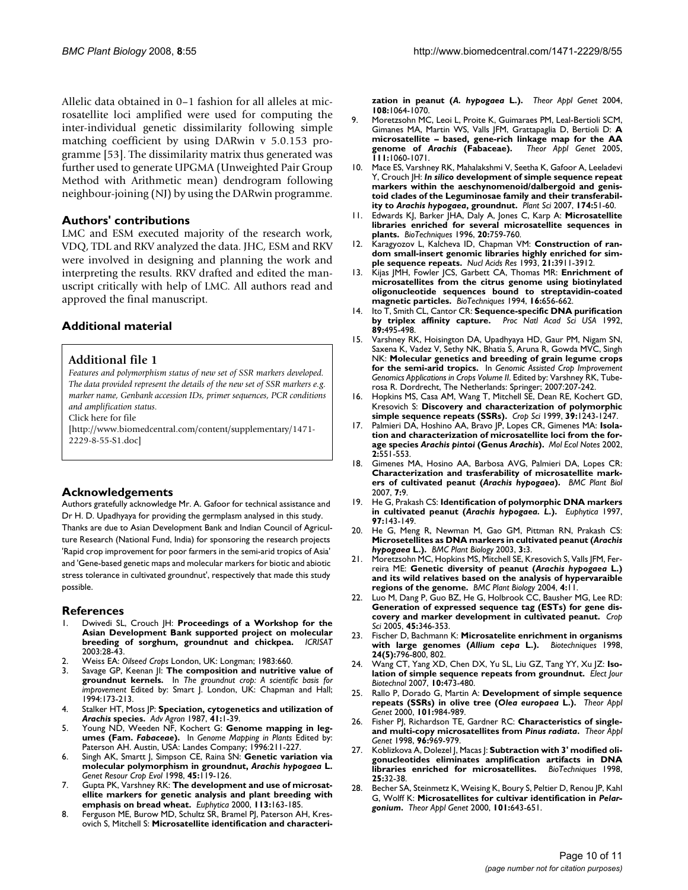Allelic data obtained in 0–1 fashion for all alleles at microsatellite loci amplified were used for computing the inter-individual genetic dissimilarity following simple matching coefficient by using DARwin v 5.0.153 programme [53]. The dissimilarity matrix thus generated was further used to generate UPGMA (Unweighted Pair Group Method with Arithmetic mean) dendrogram following neighbour-joining (NJ) by using the DARwin programme.

## Authors' contributions

LMC and ESM executed majority of the research work, VDQ, TDL and RKV analyzed the data. JHC, ESM and RKV were involved in designing and planning the work and interpreting the results. RKV drafted and edited the manuscript critically with help of LMC. All authors read and approved the final manuscript.

## Additional material

**Additional file 1**

*Features and polymorphism status of new set of SSR markers developed. The data provided represent the details of the new set of SSR markers e.g. marker name, Genbank accession IDs, primer sequences, PCR conditions and amplification status.*

Click here for file

[http://www.biomedcentral.com/content/supplementary/1471-2229-8-55-S1.doc]

## Acknowledgements

Authors gratefully acknowledge Mr. A. Gafoor for technical assistance and Dr H. D. Upadhyaya for providing the germplasm analysed in this study.

Thanks are due to Asian Development Bank and Indian Council of Agriculture Research (National Fund, India) for sponsoring the research projects 'Rapid crop improvement for poor farmers in the semi-arid tropics of Asia' and 'Gene-based genetic maps and molecular markers for biotic and abiotic stress tolerance in cultivated groundnut', respectively that made this study possible.

## References

1. Dwivedi SL, Crouch JH: **Proceedings of a Workshop for the Asian Development Bank supported project on molecular breeding of sorghum, groundnut and chickpea.** *ICRISAT* 2003:28-43.
2. Weiss EA: *Oilseed Crops* London, UK: Longman; 1983:660.
3. Savage GP, Keenan JI: **The composition and nutritive value of groundnut kernels.** In *The groundnut crop: A scientific basis for improvement* Edited by: Smart J. London, UK: Chapman and Hall; 1994:173-213.
4. Stalker HT, Moss JP: **Speciation, cytogenetics and utilization of *Arachis* species.** *Adv Agron* 1987, **41:**1-39.
5. Young ND, Weeden NF, Kochert G: **Genome mapping in legumes (Fam. *Fabaceae*).** In *Genome Mapping in Plants* Edited by: Paterson AH. Austin, USA: Landes Company; 1996:211-227.
6. Singh AK, Smartt J, Simpson CE, Raina SN: **Genetic variation via molecular polymorphism in groundnut, *Arachis hypogaea* L.** *Genet Resour Crop Evol* 1998, **45:**119-126.
7. Gupta PK, Varshney RK: **The development and use of microsatellite markers for genetic analysis and plant breeding with emphasis on bread wheat.** *Euphytica* 2000, **113:**163-185.
8. Ferguson ME, Burow MD, Schultz SR, Bramel PJ, Paterson AH, Kresovich S, Mitchell S: **Microsatellite identification and characterization in peanut (*A. hypogaea* L.).** *Theor Appl Genet* 2004, **108:**1064-1070.
9. Moretzsohn MC, Leoi L, Proite K, Guimaraes PM, Leal-Bertioli SCM, Gimanes MA, Martin WS, Valls JFM, Grattapaglia D, Bertioli D: **A microsatellite – based, gene-rich linkage map for the AA genome of *Arachis* (Fabaceae).** *Theor Appl Genet* 2005, **111:**1060-1071.
10. Mace ES, Varshney RK, Mahalakshmi V, Seetha K, Gafoor A, Leeladevi Y, Crouch JH: ***In silico* development of simple sequence repeat markers within the aeschynomenoid/dalbergoid and genistoid clades of the Leguminosae family and their transferability to *Arachis hypogaea*, groundnut.** *Plant Sci* 2007, **174:**51-60.
11. Edwards KJ, Barker JHA, Daly A, Jones C, Karp A: **Microsatellite libraries enriched for several microsatellite sequences in plants.** *BioTechniques* 1996, **20:**759-760.
12. Karagyozov L, Kalcheva ID, Chapman VM: **Construction of random small-insert genomic libraries highly enriched for simple sequence repeats.** *Nucl Acids Res* 1993, **21:**3911-3912.
13. Kijas JMH, Fowler JCS, Garbett CA, Thomas MR: **Enrichment of microsatellites from the citrus genome using biotinylated oligonucleotide sequences bound to streptavidin-coated magnetic particles.** *BioTechniques* 1994, **16:**656-662.
14. Ito T, Smith CL, Cantor CR: **Sequence-specific DNA purification by triplex affinity capture.** *Proc Natl Acad Sci USA* 1992, **89:**495-498.
15. Varshney RK, Hoisington DA, Upadhyaya HD, Gaur PM, Nigam SN, Saxena K, Vadez V, Sethy NK, Bhatia S, Aruna R, Gowda MVC, Singh NK: **Molecular genetics and breeding of grain legume crops for the semi-arid tropics.** In *Genomic Assisted Crop Improvement Genomics Applications in Crops Volume II.* Edited by: Varshney RK, Tuberosa R. Dordrecht, The Netherlands: Springer; 2007:207-242.
16. Hopkins MS, Casa AM, Wang T, Mitchell SE, Dean RE, Kochert GD, Kresovich S: **Discovery and characterization of polymorphic simple sequence repeats (SSRs).** *Crop Sci* 1999, **39:**1243-1247.
17. Palmieri DA, Hoshino AA, Bravo JP, Lopes CR, Gimenes MA: **Isolation and characterization of microsatellite loci from the forage species *Arachis pintoi* (Genus *Arachis*).** *Mol Ecol Notes* 2002, **2:**551-553.
18. Gimenes MA, Hosino AA, Barbosa AVG, Palmieri DA, Lopes CR: **Characterization and trasferability of microsatellite markers of cultivated peanut (*Arachis hypogaea*).** *BMC Plant Biol* 2007, **7:**9.
19. He G, Prakash CS: **Identification of polymorphic DNA markers in cultivated peanut (*Arachis hypogaea. L*.).** *Euphytica* 1997, **97:**143-149.
20. He G, Meng R, Newman M, Gao GM, Pittman RN, Prakash CS: **Microsetellites as DNA markers in cultivated peanut (*Arachis hypogaea* L.).** *BMC Plant Biology* 2003, **3:**3.
21. Moretzsohn MC, Hopkins MS, Mitchell SE, Kresovich S, Valls JFM, Ferreira ME: **Genetic diversity of peanut (*Arachis hypogaea* L.) and its wild relatives based on the analysis of hypervaraible regions of the genome.** *BMC Plant Biology* 2004, **4:**11.
22. Luo M, Dang P, Guo BZ, He G, Holbrook CC, Bausher MG, Lee RD: **Generation of expressed sequence tag (ESTs) for gene discovery and marker development in cultivated peanut.** *Crop Sci* 2005, **45:**346-353.
23. Fischer D, Bachmann K: **Microsatelite enrichment in organisms with large genomes (*Allium cepa* L.).** *Biotechniques* 1998, **24(5):**796-800, 802.
24. Wang CT, Yang XD, Chen DX, Yu SL, Liu GZ, Tang YY, Xu JZ: **Isolation of simple sequence repeats from groundnut.** *Elect Jour Biotechnol* 2007, **10:**473-480.
25. Rallo P, Dorado G, Martin A: **Development of simple sequence repeats (SSRs) in olive tree (*Olea europaea* L.).** *Theor Appl Genet* 2000, **101:**984-989.
26. Fisher PJ, Richardson TE, Gardner RC: **Characteristics of single- and multi-copy microsatellites from *Pinus radiata*.** *Theor Appl Genet* 1998, **96:**969-979.
27. Koblizkova A, Dolezel J, Macas J: **Subtraction with 3' modified oligonucleotides eliminates amplification artifacts in DNA libraries enriched for microsatellites.** *BioTechniques* 1998, **25:**32-38.
28. Becher SA, Steinmetz K, Weising K, Boury S, Peltier D, Renou JP, Kahl G, Wolff K: **Microsatellites for cultivar identification in *Pelargonium*.** *Theor Appl Genet* 2000, **101:**643-651.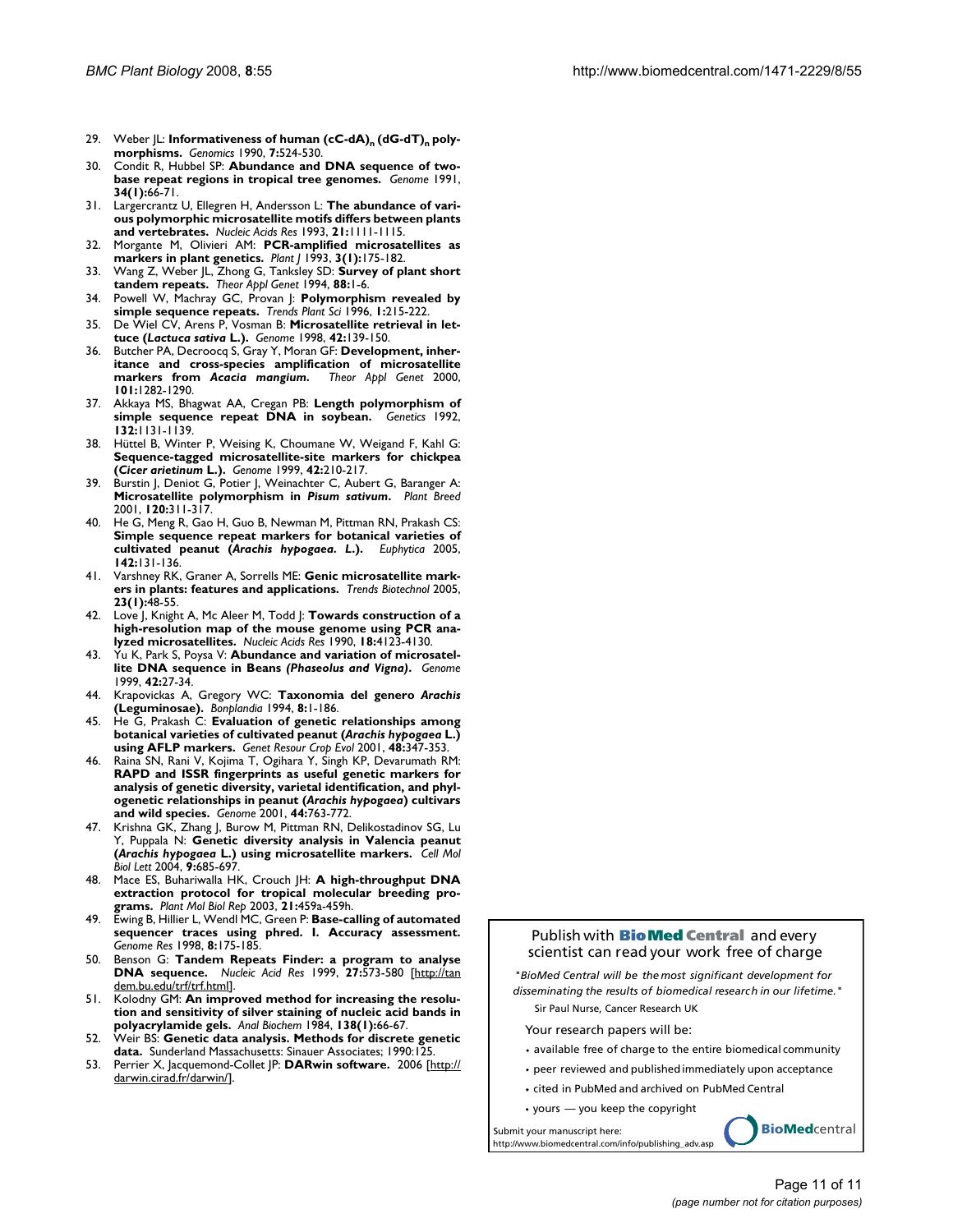29. Weber JL: **Informativeness of human $(cC\text{-}dA)_n$ $(dG\text{-}dT)_n$ polymorphisms.** *Genomics* 1990, **7:**524-530.
30. Condit R, Hubbel SP: **Abundance and DNA sequence of two-base repeat regions in tropical tree genomes.** *Genome* 1991, **34(1):**66-71.
31. Largercrantz U, Ellegren H, Andersson L: **The abundance of various polymorphic microsatellite motifs differs between plants and vertebrates.** *Nucleic Acids Res* 1993, **21:**1111-1115.
32. Morgante M, Olivieri AM: **PCR-amplified microsatellites as markers in plant genetics.** *Plant J* 1993, **3(1):**175-182.
33. Wang Z, Weber JL, Zhong G, Tanksley SD: **Survey of plant short tandem repeats.** *Theor Appl Genet* 1994, **88:**1-6.
34. Powell W, Machray GC, Provan J: **Polymorphism revealed by simple sequence repeats.** *Trends Plant Sci* 1996, **1:**215-222.
35. De Wiel CV, Arens P, Vosman B: **Microsatellite retrieval in lettuce (*Lactuca sativa* L.).** *Genome* 1998, **42:**139-150.
36. Butcher PA, Decroocq S, Gray Y, Moran GF: **Development, inheritance and cross-species amplification of microsatellite markers from *Acacia mangium*.** *Theor Appl Genet* 2000, **101:**1282-1290.
37. Akkaya MS, Bhagwat AA, Cregan PB: **Length polymorphism of simple sequence repeat DNA in soybean.** *Genetics* 1992, **132:**1131-1139.
38. Hüttel B, Winter P, Weising K, Choumane W, Weigand F, Kahl G: **Sequence-tagged microsatellite-site markers for chickpea (*Cicer arietinum* L.).** *Genome* 1999, **42:**210-217.
39. Burstin J, Deniot G, Potier J, Weinachter C, Aubert G, Baranger A: **Microsatellite polymorphism in *Pisum sativum*.** *Plant Breed* 2001, **120:**311-317.
40. He G, Meng R, Gao H, Guo B, Newman M, Pittman RN, Prakash CS: **Simple sequence repeat markers for botanical varieties of cultivated peanut (*Arachis hypogaea. L.*).** *Euphytica* 2005, **142:**131-136.
41. Varshney RK, Graner A, Sorrells ME: **Genic microsatellite markers in plants: features and applications.** *Trends Biotechnol* 2005, **23(1):**48-55.
42. Love J, Knight A, Mc Aleer M, Todd J: **Towards construction of a high-resolution map of the mouse genome using PCR analyzed microsatellites.** *Nucleic Acids Res* 1990, **18:**4123-4130.
43. Yu K, Park S, Poysa V: **Abundance and variation of microsatellite DNA sequence in Beans *(Phaseolus and Vigna)*.** *Genome* 1999, **42:**27-34.
44. Krapovickas A, Gregory WC: **Taxonomia del genero *Arachis* (Leguminosae).** *Bonplandia* 1994, **8:**1-186.
45. He G, Prakash C: **Evaluation of genetic relationships among botanical varieties of cultivated peanut (*Arachis hypogaea* L.) using AFLP markers.** *Genet Resour Crop Evol* 2001, **48:**347-353.
46. Raina SN, Rani V, Kojima T, Ogihara Y, Singh KP, Devarumath RM: **RAPD and ISSR fingerprints as useful genetic markers for analysis of genetic diversity, varietal identification, and phylogenetic relationships in peanut (*Arachis hypogaea*) cultivars and wild species.** *Genome* 2001, **44:**763-772.
47. Krishna GK, Zhang J, Burow M, Pittman RN, Delikostadinov SG, Lu Y, Puppala N: **Genetic diversity analysis in Valencia peanut (*Arachis hypogaea* L.) using microsatellite markers.** *Cell Mol Biol Lett* 2004, **9:**685-697.
48. Mace ES, Buhariwalla HK, Crouch JH: **A high-throughput DNA extraction protocol for tropical molecular breeding programs.** *Plant Mol Biol Rep* 2003, **21:**459a-459h.
49. Ewing B, Hillier L, Wendl MC, Green P: **Base-calling of automated sequencer traces using phred. I. Accuracy assessment.** *Genome Res* 1998, **8:**175-185.
50. Benson G: **Tandem Repeats Finder: a program to analyse DNA sequence.** *Nucleic Acid Res* 1999, **27:**573-580 [http://tandem.bu.edu/trf/trf.html].
51. Kolodny GM: **An improved method for increasing the resolution and sensitivity of silver staining of nucleic acid bands in polyacrylamide gels.** *Anal Biochem* 1984, **138(1):**66-67.
52. Weir BS: **Genetic data analysis. Methods for discrete genetic data.** Sunderland Massachusetts: Sinauer Associates; 1990:125.
53. Perrier X, Jacquemond-Collet JP: **DARwin software.** 2006 [http://darwin.cirad.fr/darwin/].

Publish with **BioMed Central** and every scientist can read your work free of charge

*"BioMed Central will be the most significant development for disseminating the results of biomedical research in our lifetime."*

Sir Paul Nurse, Cancer Research UK

Your research papers will be:

- available free of charge to the entire biomedical community
- peer reviewed and published immediately upon acceptance
- cited in PubMed and archived on PubMed Central
- yours — you keep the copyright

Submit your manuscript here:
http://www.biomedcentral.com/info/publishing_adv.asp

BioMedcentral